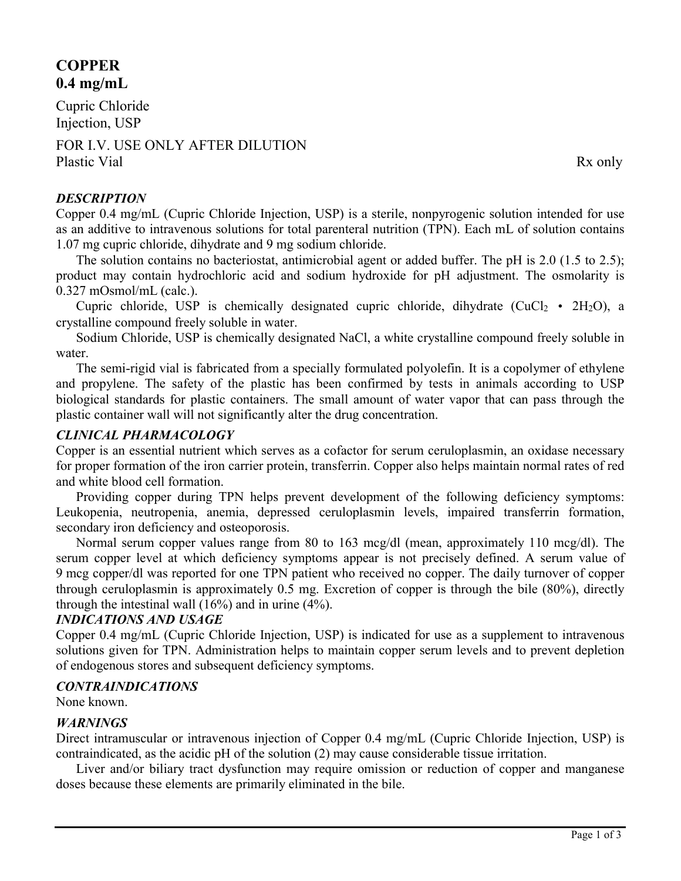# COPPER
## 0.4 mg/mL

Cupric Chloride
Injection, USP

FOR I.V. USE ONLY AFTER DILUTION
Plastic Vial

Rx only

### *DESCRIPTION*

Copper 0.4 mg/mL (Cupric Chloride Injection, USP) is a sterile, nonpyrogenic solution intended for use as an additive to intravenous solutions for total parenteral nutrition (TPN). Each mL of solution contains 1.07 mg cupric chloride, dihydrate and 9 mg sodium chloride.

The solution contains no bacteriostat, antimicrobial agent or added buffer. The pH is 2.0 (1.5 to 2.5); product may contain hydrochloric acid and sodium hydroxide for pH adjustment. The osmolarity is 0.327 mOsmol/mL (calc.).

Cupric chloride, USP is chemically designated cupric chloride, dihydrate ($CuCl_2 \cdot 2H_2O$), a crystalline compound freely soluble in water.

Sodium Chloride, USP is chemically designated NaCl, a white crystalline compound freely soluble in water.

The semi-rigid vial is fabricated from a specially formulated polyolefin. It is a copolymer of ethylene and propylene. The safety of the plastic has been confirmed by tests in animals according to USP biological standards for plastic containers. The small amount of water vapor that can pass through the plastic container wall will not significantly alter the drug concentration.

### *CLINICAL PHARMACOLOGY*

Copper is an essential nutrient which serves as a cofactor for serum ceruloplasmin, an oxidase necessary for proper formation of the iron carrier protein, transferrin. Copper also helps maintain normal rates of red and white blood cell formation.

Providing copper during TPN helps prevent development of the following deficiency symptoms: Leukopenia, neutropenia, anemia, depressed ceruloplasmin levels, impaired transferrin formation, secondary iron deficiency and osteoporosis.

Normal serum copper values range from 80 to 163 mcg/dl (mean, approximately 110 mcg/dl). The serum copper level at which deficiency symptoms appear is not precisely defined. A serum value of 9 mcg copper/dl was reported for one TPN patient who received no copper. The daily turnover of copper through ceruloplasmin is approximately 0.5 mg. Excretion of copper is through the bile (80%), directly through the intestinal wall (16%) and in urine (4%).

### *INDICATIONS AND USAGE*

Copper 0.4 mg/mL (Cupric Chloride Injection, USP) is indicated for use as a supplement to intravenous solutions given for TPN. Administration helps to maintain copper serum levels and to prevent depletion of endogenous stores and subsequent deficiency symptoms.

### *CONTRAINDICATIONS*

None known.

### *WARNINGS*

Direct intramuscular or intravenous injection of Copper 0.4 mg/mL (Cupric Chloride Injection, USP) is contraindicated, as the acidic pH of the solution (2) may cause considerable tissue irritation.

Liver and/or biliary tract dysfunction may require omission or reduction of copper and manganese doses because these elements are primarily eliminated in the bile.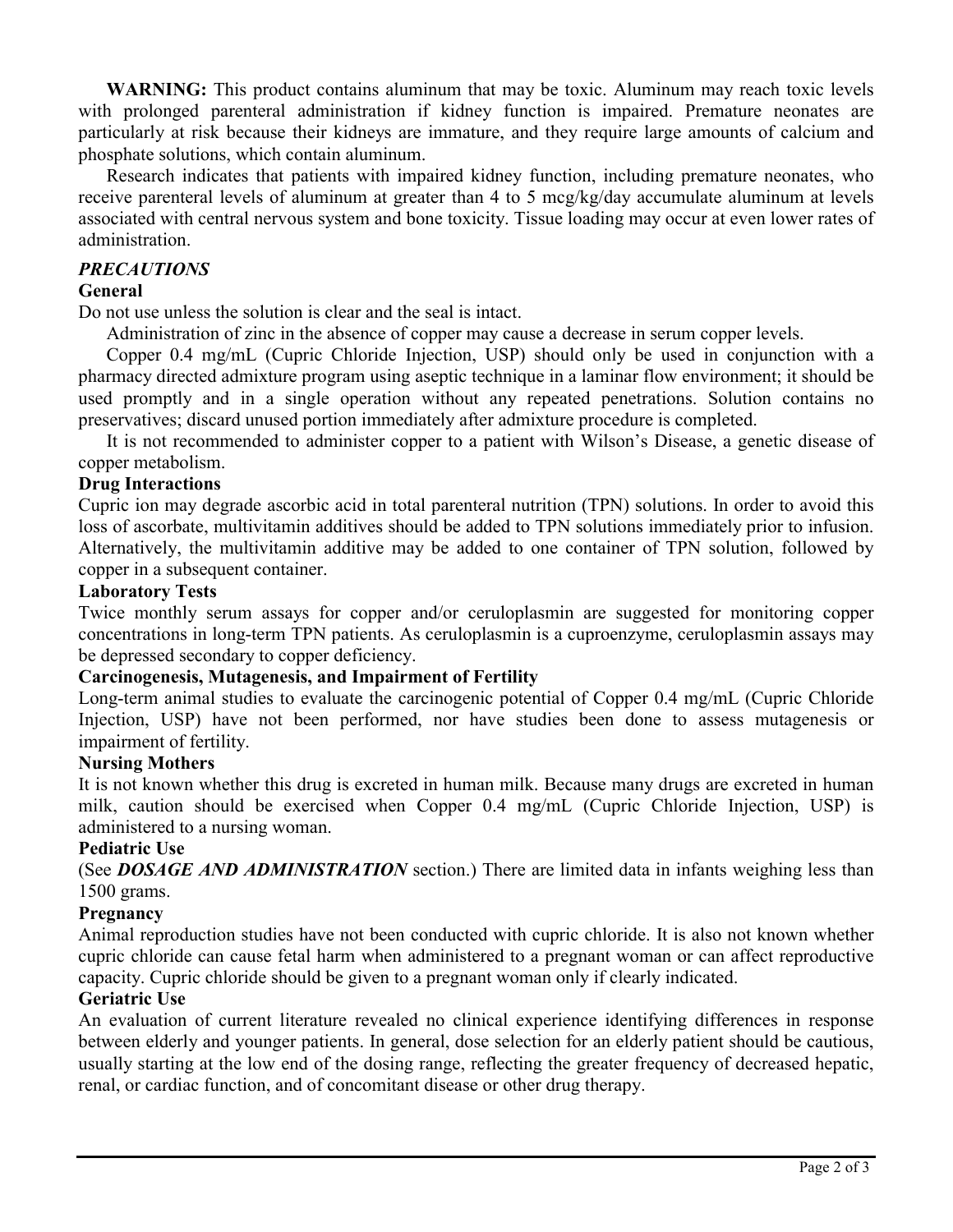**WARNING:** This product contains aluminum that may be toxic. Aluminum may reach toxic levels with prolonged parenteral administration if kidney function is impaired. Premature neonates are particularly at risk because their kidneys are immature, and they require large amounts of calcium and phosphate solutions, which contain aluminum.

Research indicates that patients with impaired kidney function, including premature neonates, who receive parenteral levels of aluminum at greater than 4 to 5 mcg/kg/day accumulate aluminum at levels associated with central nervous system and bone toxicity. Tissue loading may occur at even lower rates of administration.

## *PRECAUTIONS*

### General

Do not use unless the solution is clear and the seal is intact.

Administration of zinc in the absence of copper may cause a decrease in serum copper levels.

Copper 0.4 mg/mL (Cupric Chloride Injection, USP) should only be used in conjunction with a pharmacy directed admixture program using aseptic technique in a laminar flow environment; it should be used promptly and in a single operation without any repeated penetrations. Solution contains no preservatives; discard unused portion immediately after admixture procedure is completed.

It is not recommended to administer copper to a patient with Wilson's Disease, a genetic disease of copper metabolism.

### Drug Interactions

Cupric ion may degrade ascorbic acid in total parenteral nutrition (TPN) solutions. In order to avoid this loss of ascorbate, multivitamin additives should be added to TPN solutions immediately prior to infusion. Alternatively, the multivitamin additive may be added to one container of TPN solution, followed by copper in a subsequent container.

### Laboratory Tests

Twice monthly serum assays for copper and/or ceruloplasmin are suggested for monitoring copper concentrations in long-term TPN patients. As ceruloplasmin is a cuproenzyme, ceruloplasmin assays may be depressed secondary to copper deficiency.

### Carcinogenesis, Mutagenesis, and Impairment of Fertility

Long-term animal studies to evaluate the carcinogenic potential of Copper 0.4 mg/mL (Cupric Chloride Injection, USP) have not been performed, nor have studies been done to assess mutagenesis or impairment of fertility.

### Nursing Mothers

It is not known whether this drug is excreted in human milk. Because many drugs are excreted in human milk, caution should be exercised when Copper 0.4 mg/mL (Cupric Chloride Injection, USP) is administered to a nursing woman.

### Pediatric Use

(See ***DOSAGE AND ADMINISTRATION*** section.) There are limited data in infants weighing less than 1500 grams.

### Pregnancy

Animal reproduction studies have not been conducted with cupric chloride. It is also not known whether cupric chloride can cause fetal harm when administered to a pregnant woman or can affect reproductive capacity. Cupric chloride should be given to a pregnant woman only if clearly indicated.

### Geriatric Use

An evaluation of current literature revealed no clinical experience identifying differences in response between elderly and younger patients. In general, dose selection for an elderly patient should be cautious, usually starting at the low end of the dosing range, reflecting the greater frequency of decreased hepatic, renal, or cardiac function, and of concomitant disease or other drug therapy.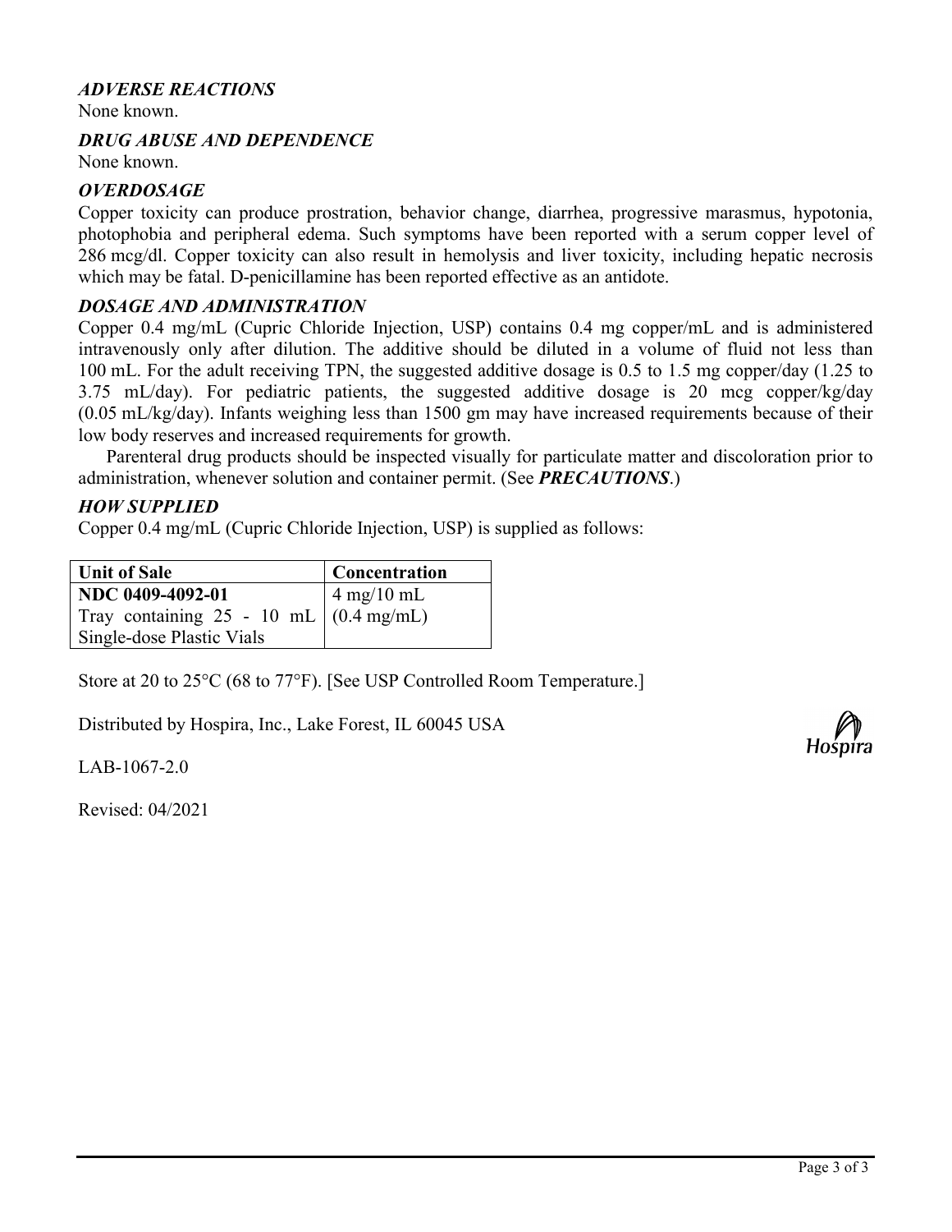### *ADVERSE REACTIONS*

None known.

### *DRUG ABUSE AND DEPENDENCE*

None known.

### *OVERDOSAGE*

Copper toxicity can produce prostration, behavior change, diarrhea, progressive marasmus, hypotonia, photophobia and peripheral edema. Such symptoms have been reported with a serum copper level of 286 mcg/dl. Copper toxicity can also result in hemolysis and liver toxicity, including hepatic necrosis which may be fatal. D-penicillamine has been reported effective as an antidote.

### *DOSAGE AND ADMINISTRATION*

Copper 0.4 mg/mL (Cupric Chloride Injection, USP) contains 0.4 mg copper/mL and is administered intravenously only after dilution. The additive should be diluted in a volume of fluid not less than 100 mL. For the adult receiving TPN, the suggested additive dosage is 0.5 to 1.5 mg copper/day (1.25 to 3.75 mL/day). For pediatric patients, the suggested additive dosage is 20 mcg copper/kg/day (0.05 mL/kg/day). Infants weighing less than 1500 gm may have increased requirements because of their low body reserves and increased requirements for growth.

Parenteral drug products should be inspected visually for particulate matter and discoloration prior to administration, whenever solution and container permit. (See ***PRECAUTIONS***.)

### *HOW SUPPLIED*

Copper 0.4 mg/mL (Cupric Chloride Injection, USP) is supplied as follows:

| Unit of Sale | Concentration |
|---|---|
| **NDC 0409-4092-01** Tray containing 25 - 10 mL Single-dose Plastic Vials | 4 mg/10 mL (0.4 mg/mL) |

Store at 20 to 25°C (68 to 77°F). [See USP Controlled Room Temperature.]

Distributed by Hospira, Inc., Lake Forest, IL 60045 USA

Hospira

LAB-1067-2.0

Revised: 04/2021